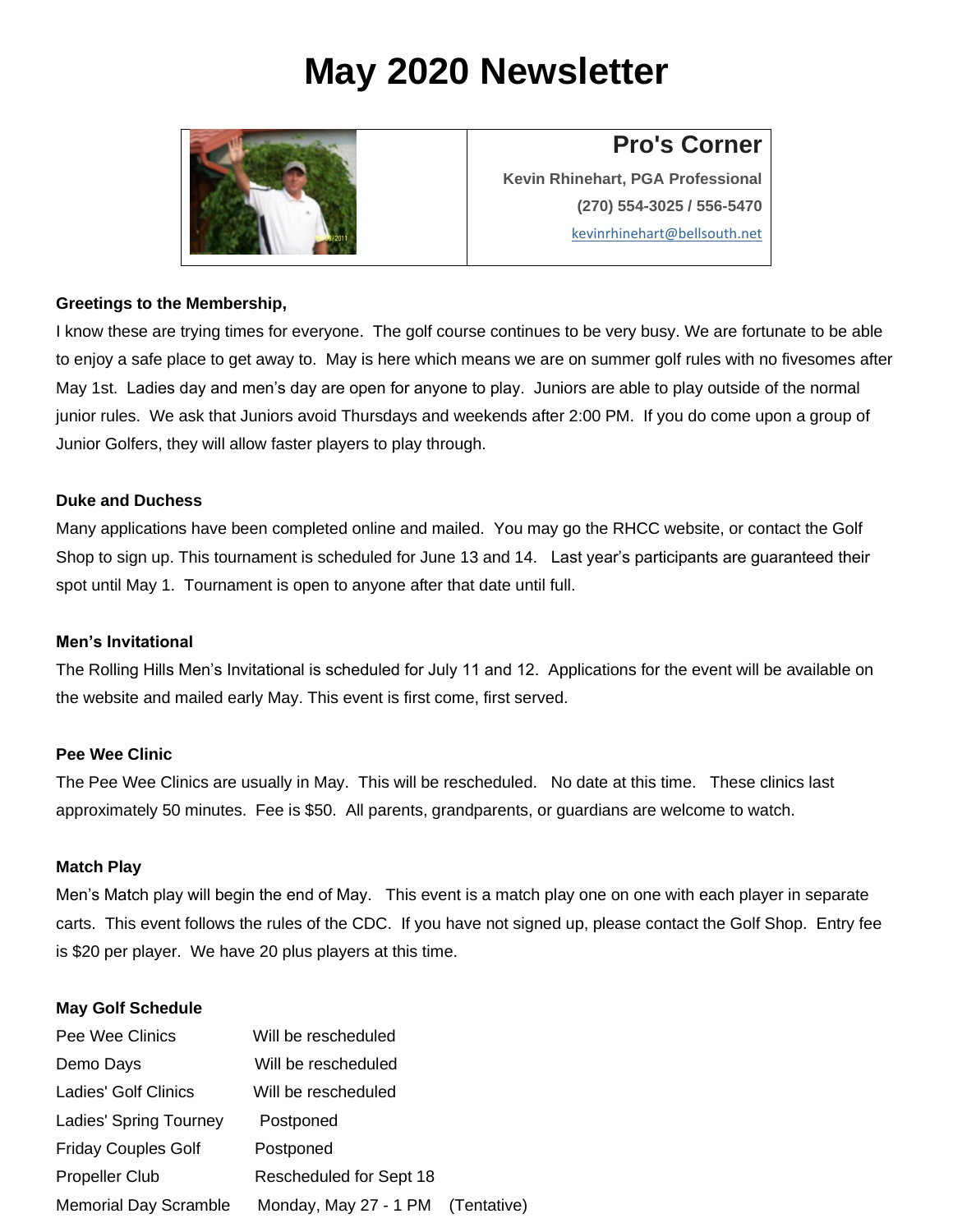# May 2020 Newsletter

## Pro's Corner

**Kevin Rhinehart, PGA Professional**

**(270) 554-3025 / 556-5470**

kevinrhinehart@bellsouth.net

**Greetings to the Membership,**

I know these are trying times for everyone. The golf course continues to be very busy. We are fortunate to be able to enjoy a safe place to get away to. May is here which means we are on summer golf rules with no fivesomes after May 1st. Ladies day and men's day are open for anyone to play. Juniors are able to play outside of the normal junior rules. We ask that Juniors avoid Thursdays and weekends after 2:00 PM. If you do come upon a group of Junior Golfers, they will allow faster players to play through.

**Duke and Duchess**

Many applications have been completed online and mailed. You may go the RHCC website, or contact the Golf Shop to sign up. This tournament is scheduled for June 13 and 14. Last year's participants are guaranteed their spot until May 1. Tournament is open to anyone after that date until full.

**Men's Invitational**

The Rolling Hills Men's Invitational is scheduled for July 11 and 12. Applications for the event will be available on the website and mailed early May. This event is first come, first served.

**Pee Wee Clinic**

The Pee Wee Clinics are usually in May. This will be rescheduled. No date at this time. These clinics last approximately 50 minutes. Fee is $50. All parents, grandparents, or guardians are welcome to watch.

**Match Play**

Men's Match play will begin the end of May. This event is a match play one on one with each player in separate carts. This event follows the rules of the CDC. If you have not signed up, please contact the Golf Shop. Entry fee is $20 per player. We have 20 plus players at this time.

**May Golf Schedule**

| | |
|---|---|
| Pee Wee Clinics | Will be rescheduled |
| Demo Days | Will be rescheduled |
| Ladies' Golf Clinics | Will be rescheduled |
| Ladies' Spring Tourney | Postponed |
| Friday Couples Golf | Postponed |
| Propeller Club | Rescheduled for Sept 18 |
| Memorial Day Scramble | Monday, May 27 - 1 PM (Tentative) |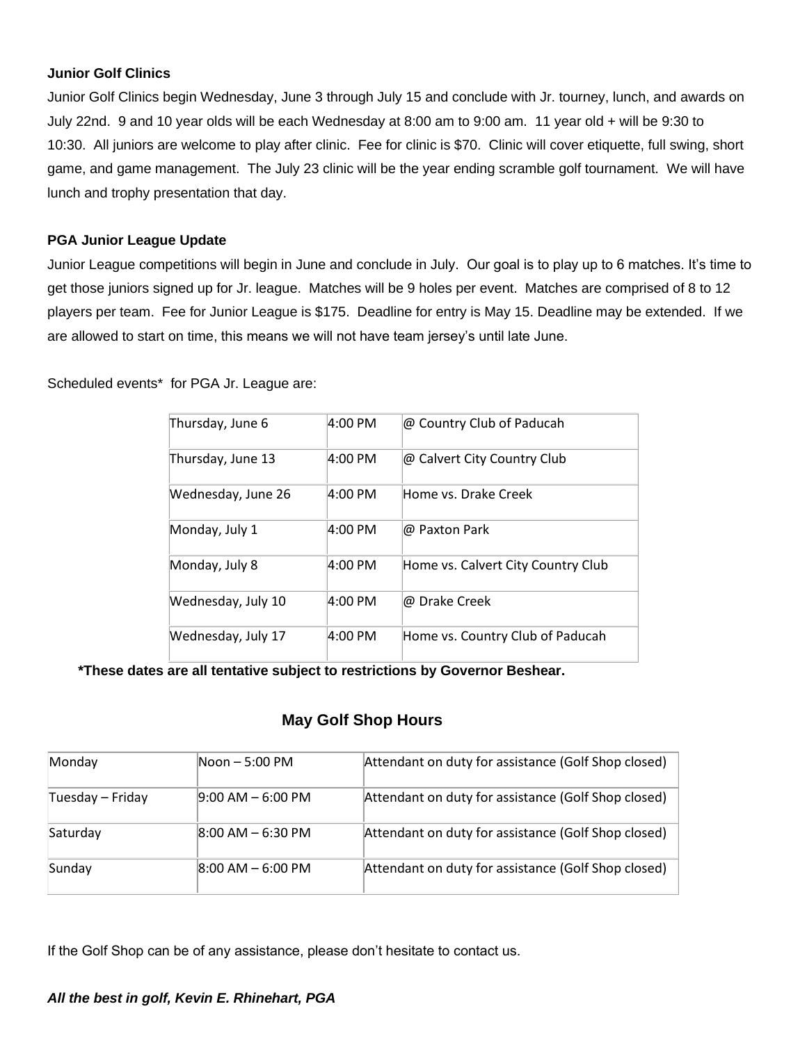**Junior Golf Clinics**

Junior Golf Clinics begin Wednesday, June 3 through July 15 and conclude with Jr. tourney, lunch, and awards on July 22nd. 9 and 10 year olds will be each Wednesday at 8:00 am to 9:00 am. 11 year old + will be 9:30 to 10:30. All juniors are welcome to play after clinic. Fee for clinic is $70. Clinic will cover etiquette, full swing, short game, and game management. The July 23 clinic will be the year ending scramble golf tournament. We will have lunch and trophy presentation that day.

**PGA Junior League Update**

Junior League competitions will begin in June and conclude in July. Our goal is to play up to 6 matches. It's time to get those juniors signed up for Jr. league. Matches will be 9 holes per event. Matches are comprised of 8 to 12 players per team. Fee for Junior League is $175. Deadline for entry is May 15. Deadline may be extended. If we are allowed to start on time, this means we will not have team jersey's until late June.

Scheduled events* for PGA Jr. League are:

| | | |
|---|---|---|
| Thursday, June 6 | 4:00 PM | @ Country Club of Paducah |
| Thursday, June 13 | 4:00 PM | @ Calvert City Country Club |
| Wednesday, June 26 | 4:00 PM | Home vs. Drake Creek |
| Monday, July 1 | 4:00 PM | @ Paxton Park |
| Monday, July 8 | 4:00 PM | Home vs. Calvert City Country Club |
| Wednesday, July 10 | 4:00 PM | @ Drake Creek |
| Wednesday, July 17 | 4:00 PM | Home vs. Country Club of Paducah |

**\*These dates are all tentative subject to restrictions by Governor Beshear.**

## May Golf Shop Hours

| | | |
|---|---|---|
| Monday | Noon – 5:00 PM | Attendant on duty for assistance (Golf Shop closed) |
| Tuesday – Friday | 9:00 AM – 6:00 PM | Attendant on duty for assistance (Golf Shop closed) |
| Saturday | 8:00 AM – 6:30 PM | Attendant on duty for assistance (Golf Shop closed) |
| Sunday | 8:00 AM – 6:00 PM | Attendant on duty for assistance (Golf Shop closed) |

If the Golf Shop can be of any assistance, please don't hesitate to contact us.

***All the best in golf, Kevin E. Rhinehart, PGA***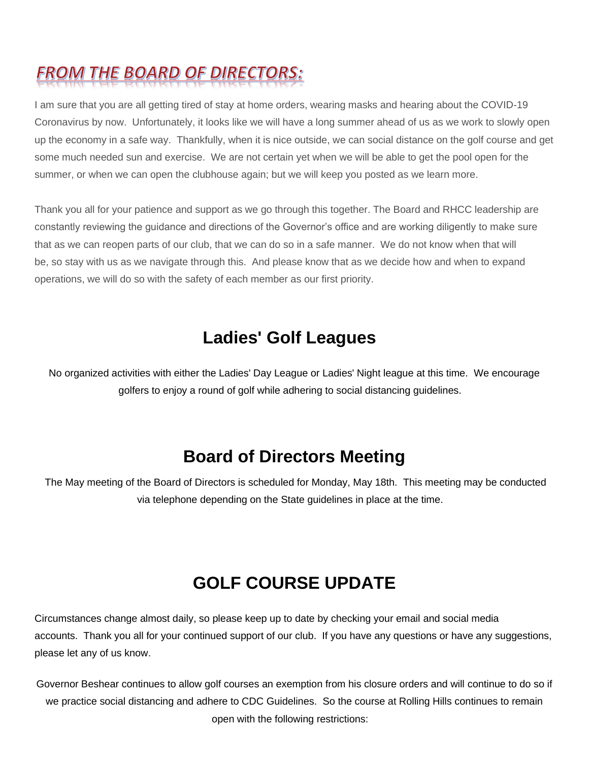## *FROM THE BOARD OF DIRECTORS:*

I am sure that you are all getting tired of stay at home orders, wearing masks and hearing about the COVID-19 Coronavirus by now. Unfortunately, it looks like we will have a long summer ahead of us as we work to slowly open up the economy in a safe way. Thankfully, when it is nice outside, we can social distance on the golf course and get some much needed sun and exercise. We are not certain yet when we will be able to get the pool open for the summer, or when we can open the clubhouse again; but we will keep you posted as we learn more.

Thank you all for your patience and support as we go through this together. The Board and RHCC leadership are constantly reviewing the guidance and directions of the Governor's office and are working diligently to make sure that as we can reopen parts of our club, that we can do so in a safe manner. We do not know when that will be, so stay with us as we navigate through this. And please know that as we decide how and when to expand operations, we will do so with the safety of each member as our first priority.

## Ladies' Golf Leagues

No organized activities with either the Ladies' Day League or Ladies' Night league at this time. We encourage golfers to enjoy a round of golf while adhering to social distancing guidelines.

## Board of Directors Meeting

The May meeting of the Board of Directors is scheduled for Monday, May 18th. This meeting may be conducted via telephone depending on the State guidelines in place at the time.

## GOLF COURSE UPDATE

Circumstances change almost daily, so please keep up to date by checking your email and social media accounts. Thank you all for your continued support of our club. If you have any questions or have any suggestions, please let any of us know.

Governor Beshear continues to allow golf courses an exemption from his closure orders and will continue to do so if we practice social distancing and adhere to CDC Guidelines. So the course at Rolling Hills continues to remain open with the following restrictions: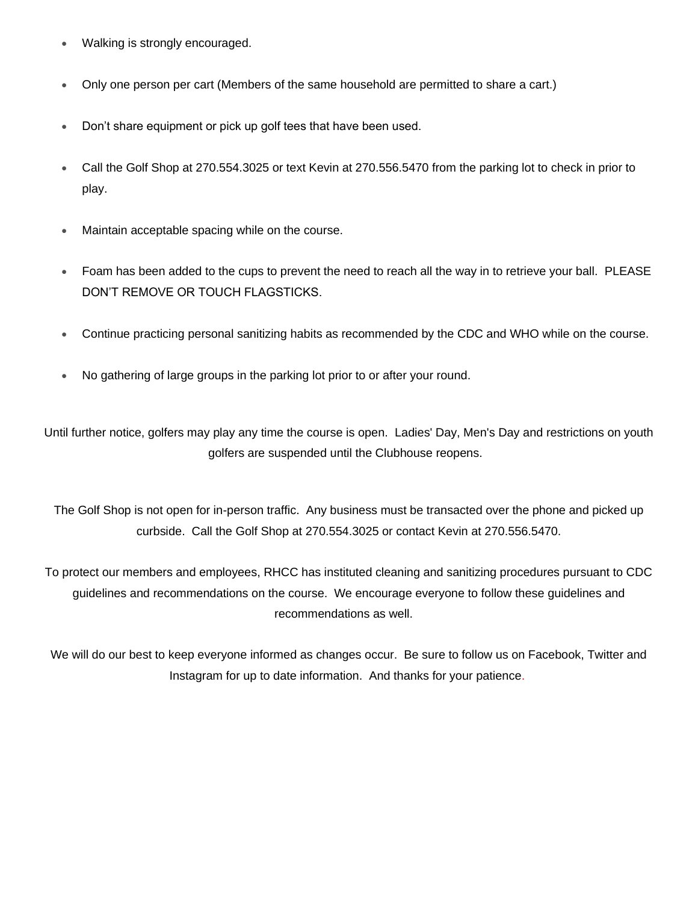- Walking is strongly encouraged.
- Only one person per cart (Members of the same household are permitted to share a cart.)
- Don't share equipment or pick up golf tees that have been used.
- Call the Golf Shop at 270.554.3025 or text Kevin at 270.556.5470 from the parking lot to check in prior to play.
- Maintain acceptable spacing while on the course.
- Foam has been added to the cups to prevent the need to reach all the way in to retrieve your ball. PLEASE DON'T REMOVE OR TOUCH FLAGSTICKS.
- Continue practicing personal sanitizing habits as recommended by the CDC and WHO while on the course.
- No gathering of large groups in the parking lot prior to or after your round.

Until further notice, golfers may play any time the course is open. Ladies' Day, Men's Day and restrictions on youth golfers are suspended until the Clubhouse reopens.

The Golf Shop is not open for in-person traffic. Any business must be transacted over the phone and picked up curbside. Call the Golf Shop at 270.554.3025 or contact Kevin at 270.556.5470.

To protect our members and employees, RHCC has instituted cleaning and sanitizing procedures pursuant to CDC guidelines and recommendations on the course. We encourage everyone to follow these guidelines and recommendations as well.

We will do our best to keep everyone informed as changes occur. Be sure to follow us on Facebook, Twitter and Instagram for up to date information. And thanks for your patience.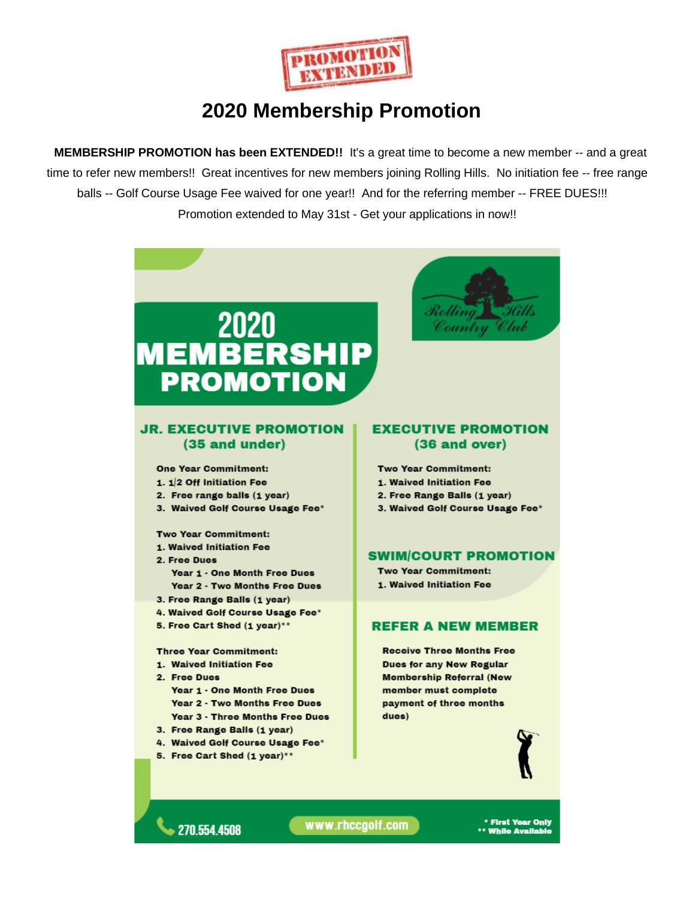PROMOTION EXTENDED

# 2020 Membership Promotion

**MEMBERSHIP PROMOTION has been EXTENDED!!** It's a great time to become a new member -- and a great time to refer new members!! Great incentives for new members joining Rolling Hills. No initiation fee -- free range balls -- Golf Course Usage Fee waived for one year!! And for the referring member -- FREE DUES!!! Promotion extended to May 31st - Get your applications in now!!

## 2020 MEMBERSHIP PROMOTION

Rolling Hills Country Club

### JR. EXECUTIVE PROMOTION (35 and under)

**One Year Commitment:**

1. 1/2 Off Initiation Fee
2. Free range balls (1 year)
3. Waived Golf Course Usage Fee*

**Two Year Commitment:**

1. Waived Initiation Fee
2. Free Dues
   - Year 1 - One Month Free Dues
   - Year 2 - Two Months Free Dues
3. Free Range Balls (1 year)
4. Waived Golf Course Usage Fee*
5. Free Cart Shed (1 year)**

**Three Year Commitment:**

1. Waived Initiation Fee
2. Free Dues
   - Year 1 - One Month Free Dues
   - Year 2 - Two Months Free Dues
   - Year 3 - Three Months Free Dues
3. Free Range Balls (1 year)
4. Waived Golf Course Usage Fee*
5. Free Cart Shed (1 year)**

### EXECUTIVE PROMOTION (36 and over)

**Two Year Commitment:**

1. Waived Initiation Fee
2. Free Range Balls (1 year)
3. Waived Golf Course Usage Fee*

### SWIM/COURT PROMOTION

**Two Year Commitment:**

1. Waived Initiation Fee

### REFER A NEW MEMBER

Receive Three Months Free Dues for any New Regular Membership Referral (New member must complete payment of three months dues)

270.554.4508

www.rhccgolf.com

\* First Year Only
\** While Available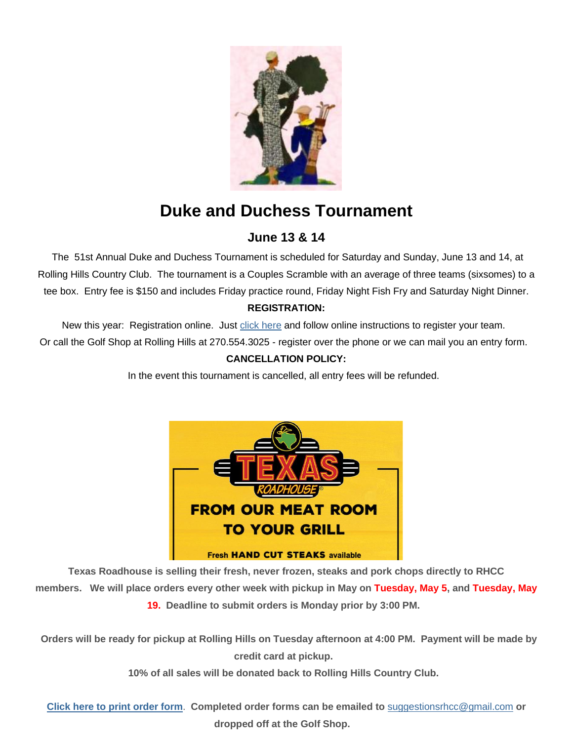# Duke and Duchess Tournament

## June 13 & 14

The 51st Annual Duke and Duchess Tournament is scheduled for Saturday and Sunday, June 13 and 14, at Rolling Hills Country Club. The tournament is a Couples Scramble with an average of three teams (sixsomes) to a tee box. Entry fee is $150 and includes Friday practice round, Friday Night Fish Fry and Saturday Night Dinner.

**REGISTRATION:**

New this year: Registration online. Just click here and follow online instructions to register your team.

Or call the Golf Shop at Rolling Hills at 270.554.3025 - register over the phone or we can mail you an entry form.

**CANCELLATION POLICY:**

In the event this tournament is cancelled, all entry fees will be refunded.

**Texas Roadhouse is selling their fresh, never frozen, steaks and pork chops directly to RHCC members. We will place orders every other week with pickup in May on Tuesday, May 5, and Tuesday, May 19. Deadline to submit orders is Monday prior by 3:00 PM.**

**Orders will be ready for pickup at Rolling Hills on Tuesday afternoon at 4:00 PM. Payment will be made by credit card at pickup.**

**10% of all sales will be donated back to Rolling Hills Country Club.**

**Click here to print order form. Completed order forms can be emailed to suggestionsrhcc@gmail.com or dropped off at the Golf Shop.**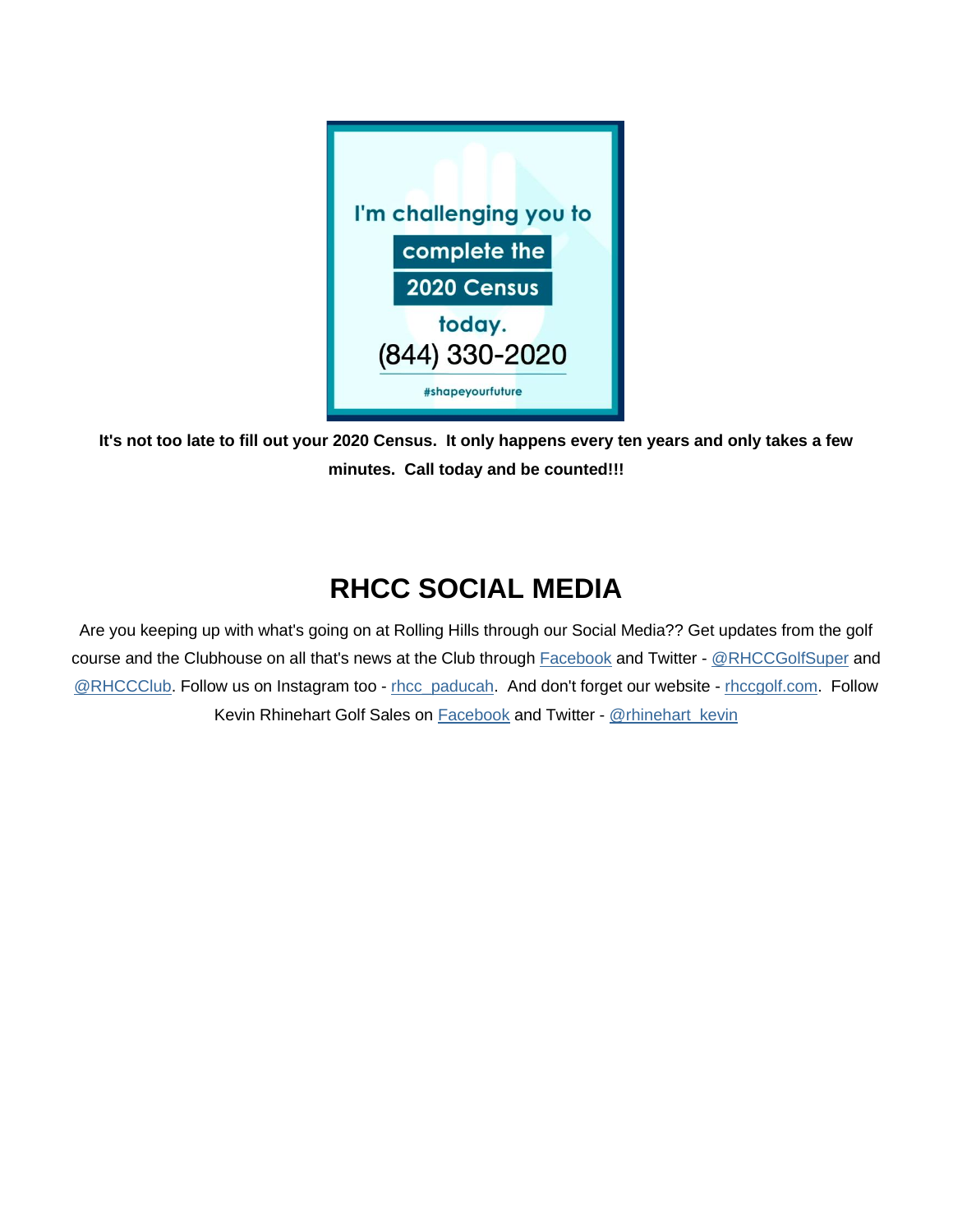I'm challenging you to

complete the

2020 Census

today.

(844) 330-2020

#shapeyourfuture

**It's not too late to fill out your 2020 Census. It only happens every ten years and only takes a few minutes. Call today and be counted!!!**

# RHCC SOCIAL MEDIA

Are you keeping up with what's going on at Rolling Hills through our Social Media?? Get updates from the golf course and the Clubhouse on all that's news at the Club through Facebook and Twitter - @RHCCGolfSuper and @RHCCClub. Follow us on Instagram too - rhcc_paducah. And don't forget our website - rhccgolf.com. Follow Kevin Rhinehart Golf Sales on Facebook and Twitter - @rhinehart_kevin